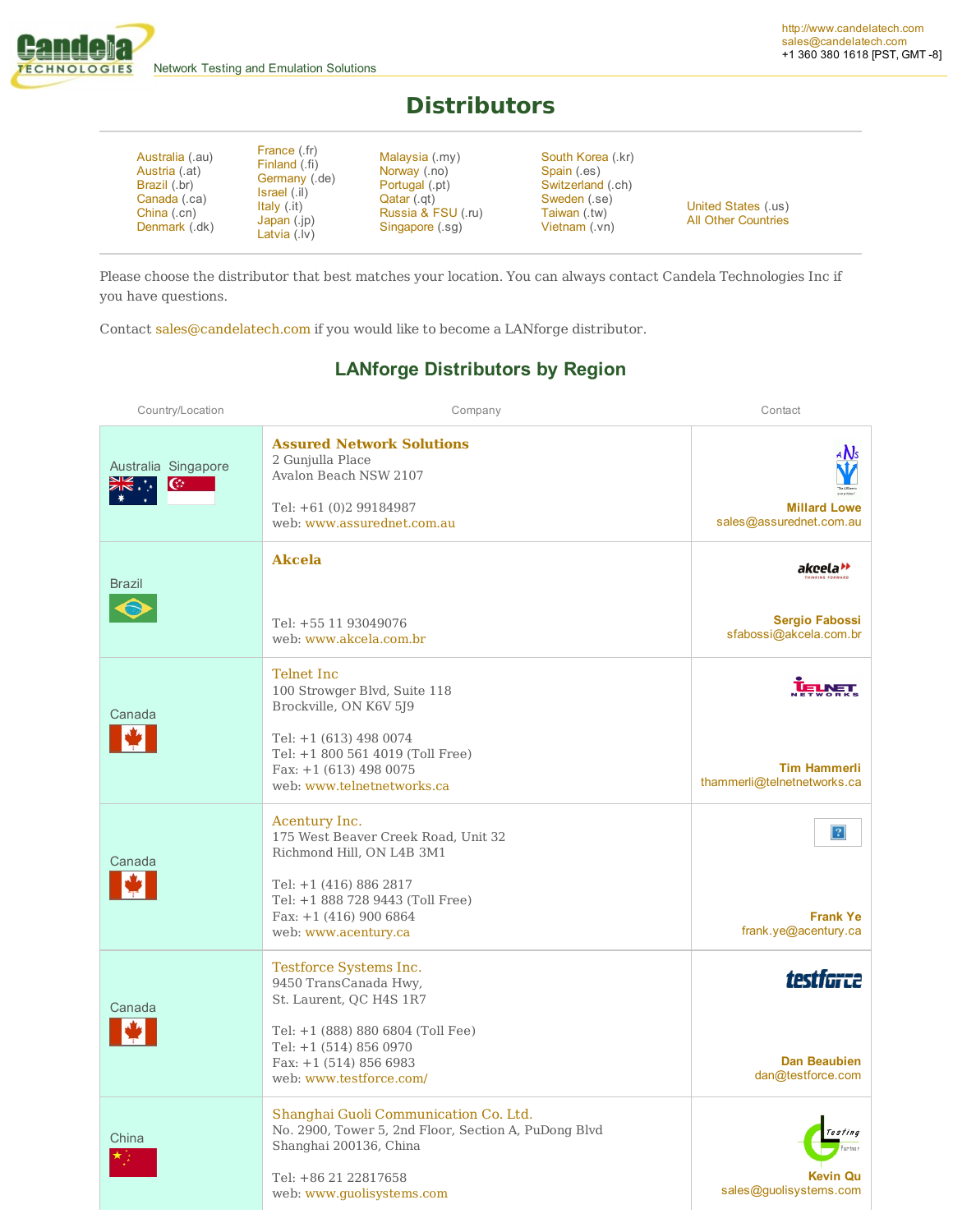Candela TECHNOLOGIES — Network Testing and Emulation Solutions

http://www.candelatech.com
sales@candelatech.com
+1 360 380 1618 [PST, GMT -8]

# Distributors

| | | | | |
|---|---|---|---|---|
| Australia (.au) | France (.fr) | Malaysia (.my) | South Korea (.kr) | United States (.us) |
| Austria (.at) | Finland (.fi) | Norway (.no) | Spain (.es) | All Other Countries |
| Brazil (.br) | Germany (.de) | Portugal (.pt) | Switzerland (.ch) | |
| Canada (.ca) | Israel (.il) | Qatar (.qt) | Sweden (.se) | |
| China (.cn) | Italy (.it) | Russia & FSU (.ru) | Taiwan (.tw) | |
| Denmark (.dk) | Japan (.jp) | Singapore (.sg) | Vietnam (.vn) | |
| | Latvia (.lv) | | | |

Please choose the distributor that best matches your location. You can always contact Candela Technologies Inc if you have questions.

Contact sales@candelatech.com if you would like to become a LANforge distributor.

## LANforge Distributors by Region

| Country/Location | Company | Contact |
|---|---|---|
| Australia Singapore | **Assured Network Solutions**<br>2 Gunjulla Place<br>Avalon Beach NSW 2107<br><br>Tel: +61 (0)2 99184987<br>web: www.assurednet.com.au | **Millard Lowe**<br>sales@assurednet.com.au |
| Brazil | **Akcela**<br><br>Tel: +55 11 93049076<br>web: www.akcela.com.br | **Sergio Fabossi**<br>sfabossi@akcela.com.br |
| Canada | Telnet Inc<br>100 Strowger Blvd, Suite 118<br>Brockville, ON K6V 5J9<br><br>Tel: +1 (613) 498 0074<br>Tel: +1 800 561 4019 (Toll Free)<br>Fax: +1 (613) 498 0075<br>web: www.telnetnetworks.ca | **Tim Hammerli**<br>thammerli@telnetnetworks.ca |
| Canada | Acentury Inc.<br>175 West Beaver Creek Road, Unit 32<br>Richmond Hill, ON L4B 3M1<br><br>Tel: +1 (416) 886 2817<br>Tel: +1 888 728 9443 (Toll Free)<br>Fax: +1 (416) 900 6864<br>web: www.acentury.ca | **Frank Ye**<br>frank.ye@acentury.ca |
| Canada | Testforce Systems Inc.<br>9450 TransCanada Hwy,<br>St. Laurent, QC H4S 1R7<br><br>Tel: +1 (888) 880 6804 (Toll Fee)<br>Tel: +1 (514) 856 0970<br>Fax: +1 (514) 856 6983<br>web: www.testforce.com/ | **Dan Beaubien**<br>dan@testforce.com |
| China | Shanghai Guoli Communication Co. Ltd.<br>No. 2900, Tower 5, 2nd Floor, Section A, PuDong Blvd<br>Shanghai 200136, China<br><br>Tel: +86 21 22817658<br>web: www.guolisystems.com | **Kevin Qu**<br>sales@guolisystems.com |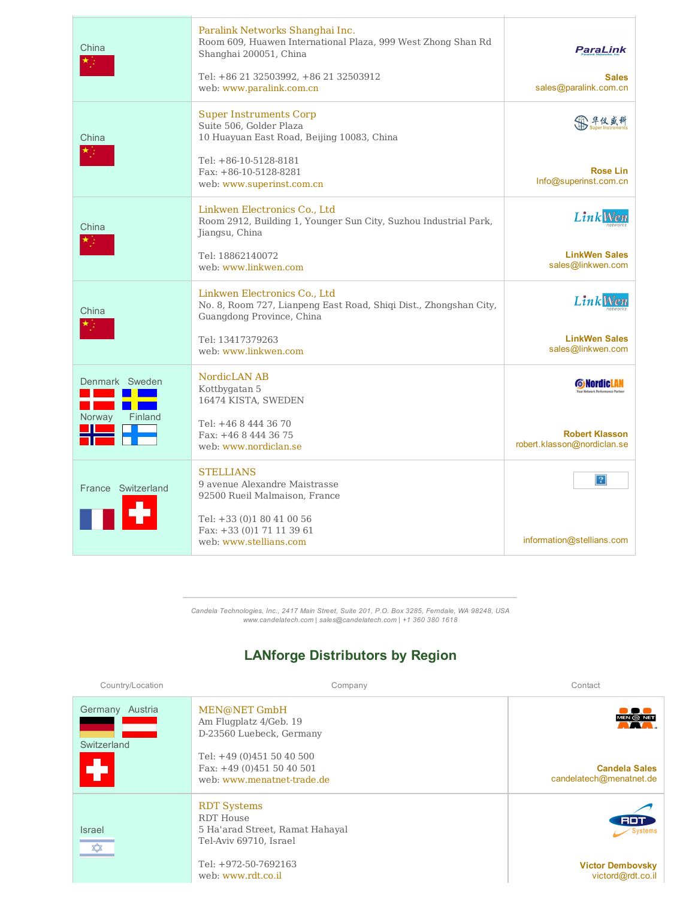| Country/Location | Company | Contact |
|---|---|---|
| China | Paralink Networks Shanghai Inc.<br>Room 609, Huawen International Plaza, 999 West Zhong Shan Rd<br>Shanghai 200051, China<br><br>Tel: +86 21 32503992, +86 21 32503912<br>web: www.paralink.com.cn | ParaLink<br>**Sales**<br>sales@paralink.com.cn |
| China | Super Instruments Corp<br>Suite 506, Golder Plaza<br>10 Huayuan East Road, Beijing 10083, China<br><br>Tel: +86-10-5128-8181<br>Fax: +86-10-5128-8281<br>web: www.superinst.com.cn | 华仪盛科 Super Instruments<br>**Rose Lin**<br>Info@superinst.com.cn |
| China | Linkwen Electronics Co., Ltd<br>Room 2912, Building 1, Younger Sun City, Suzhou Industrial Park, Jiangsu, China<br><br>Tel: 18862140072<br>web: www.linkwen.com | LinkWen networks<br>**LinkWen Sales**<br>sales@linkwen.com |
| China | Linkwen Electronics Co., Ltd<br>No. 8, Room 727, Lianpeng East Road, Shiqi Dist., Zhongshan City, Guangdong Province, China<br><br>Tel: 13417379263<br>web: www.linkwen.com | LinkWen networks<br>**LinkWen Sales**<br>sales@linkwen.com |
| Denmark Sweden<br>Norway Finland | NordicLAN AB<br>Kottbygatan 5<br>16474 KISTA, SWEDEN<br><br>Tel: +46 8 444 36 70<br>Fax: +46 8 444 36 75<br>web: www.nordiclan.se | NordicLAN<br>**Robert Klasson**<br>robert.klasson@nordiclan.se |
| France Switzerland | STELLIANS<br>9 avenue Alexandre Maistrasse<br>92500 Rueil Malmaison, France<br><br>Tel: +33 (0)1 80 41 00 56<br>Fax: +33 (0)1 71 11 39 61<br>web: www.stellians.com | information@stellians.com |

## LANforge Distributors by Region

| Country/Location | Company | Contact |
|---|---|---|
| Germany Austria<br>Switzerland | MEN@NET GmbH<br>Am Flugplatz 4/Geb. 19<br>D-23560 Luebeck, Germany<br><br>Tel: +49 (0)451 50 40 500<br>Fax: +49 (0)451 50 40 501<br>web: www.menatnet-trade.de | MEN@NET<br>**Candela Sales**<br>candelatech@menatnet.de |
| Israel | RDT Systems<br>RDT House<br>5 Ha'arad Street, Ramat Hahayal<br>Tel-Aviv 69710, Israel<br><br>Tel: +972-50-7692163<br>web: www.rdt.co.il | RDT Systems<br>**Victor Dembovsky**<br>victord@rdt.co.il |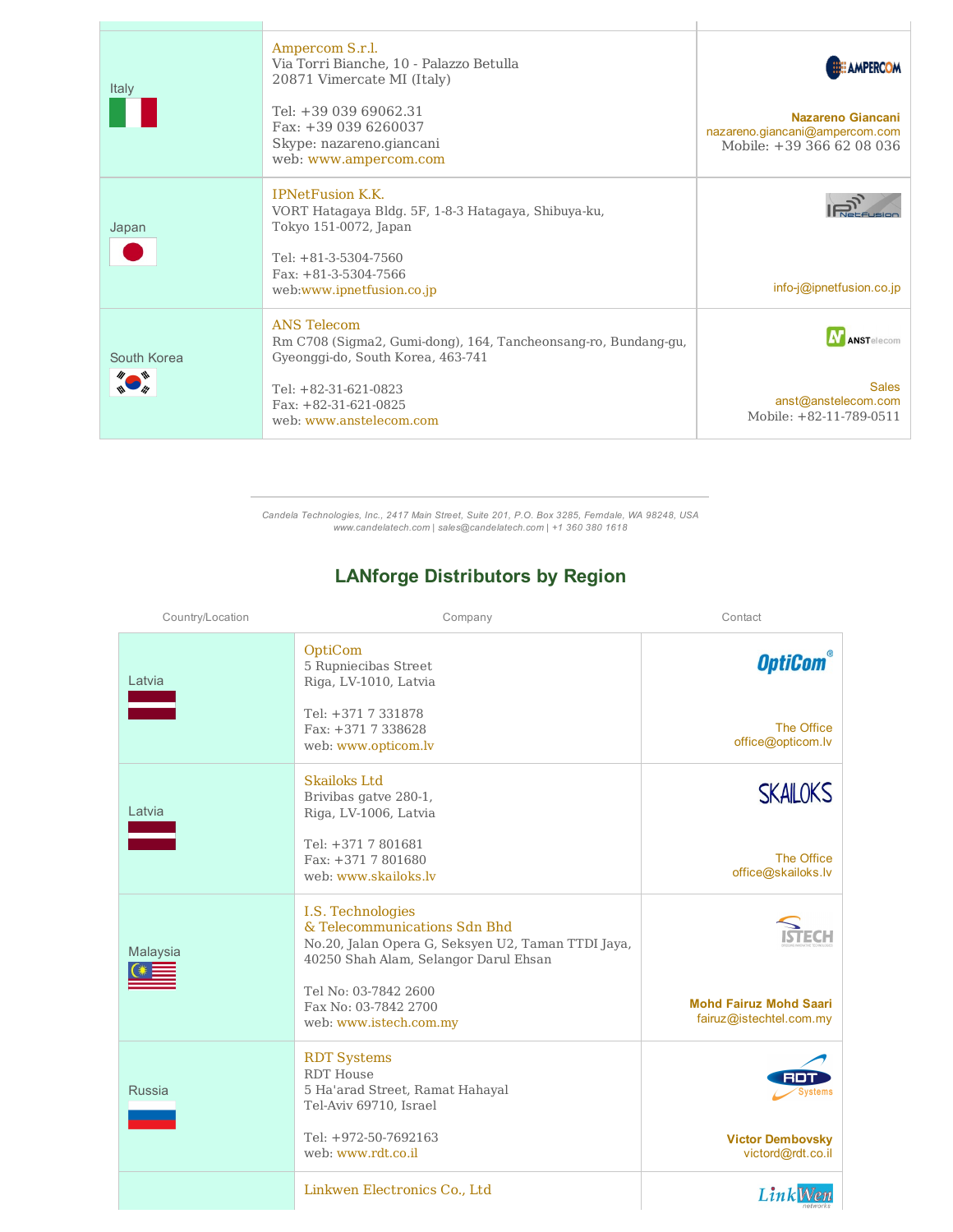| | | |
|---|---|---|
| Italy | Ampercom S.r.l.<br>Via Torri Bianche, 10 - Palazzo Betulla<br>20871 Vimercate MI (Italy)<br><br>Tel: +39 039 69062.31<br>Fax: +39 039 6260037<br>Skype: nazareno.giancani<br>web: www.ampercom.com | **Nazareno Giancani**<br>nazareno.giancani@ampercom.com<br>Mobile: +39 366 62 08 036 |
| Japan | IPNetFusion K.K.<br>VORT Hatagaya Bldg. 5F, 1-8-3 Hatagaya, Shibuya-ku,<br>Tokyo 151-0072, Japan<br><br>Tel: +81-3-5304-7560<br>Fax: +81-3-5304-7566<br>web:www.ipnetfusion.co.jp | info-j@ipnetfusion.co.jp |
| South Korea | ANS Telecom<br>Rm C708 (Sigma2, Gumi-dong), 164, Tancheonsang-ro, Bundang-gu,<br>Gyeonggi-do, South Korea, 463-741<br><br>Tel: +82-31-621-0823<br>Fax: +82-31-621-0825<br>web: www.anstelecom.com | Sales<br>anst@anstelecom.com<br>Mobile: +82-11-789-0511 |

*Candela Technologies, Inc., 2417 Main Street, Suite 201, P.O. Box 3285, Ferndale, WA 98248, USA*
*www.candelatech.com | sales@candelatech.com | +1 360 380 1618*

## LANforge Distributors by Region

| Country/Location | Company | Contact |
|---|---|---|
| Latvia | OptiCom<br>5 Rupniecibas Street<br>Riga, LV-1010, Latvia<br><br>Tel: +371 7 331878<br>Fax: +371 7 338628<br>web: www.opticom.lv | The Office<br>office@opticom.lv |
| Latvia | Skailoks Ltd<br>Brivibas gatve 280-1,<br>Riga, LV-1006, Latvia<br><br>Tel: +371 7 801681<br>Fax: +371 7 801680<br>web: www.skailoks.lv | The Office<br>office@skailoks.lv |
| Malaysia | I.S. Technologies<br>& Telecommunications Sdn Bhd<br>No.20, Jalan Opera G, Seksyen U2, Taman TTDI Jaya,<br>40250 Shah Alam, Selangor Darul Ehsan<br><br>Tel No: 03-7842 2600<br>Fax No: 03-7842 2700<br>web: www.istech.com.my | **Mohd Fairuz Mohd Saari**<br>fairuz@istechtel.com.my |
| Russia | RDT Systems<br>RDT House<br>5 Ha'arad Street, Ramat Hahayal<br>Tel-Aviv 69710, Israel<br><br>Tel: +972-50-7692163<br>web: www.rdt.co.il | **Victor Dembovsky**<br>victord@rdt.co.il |
| | Linkwen Electronics Co., Ltd | |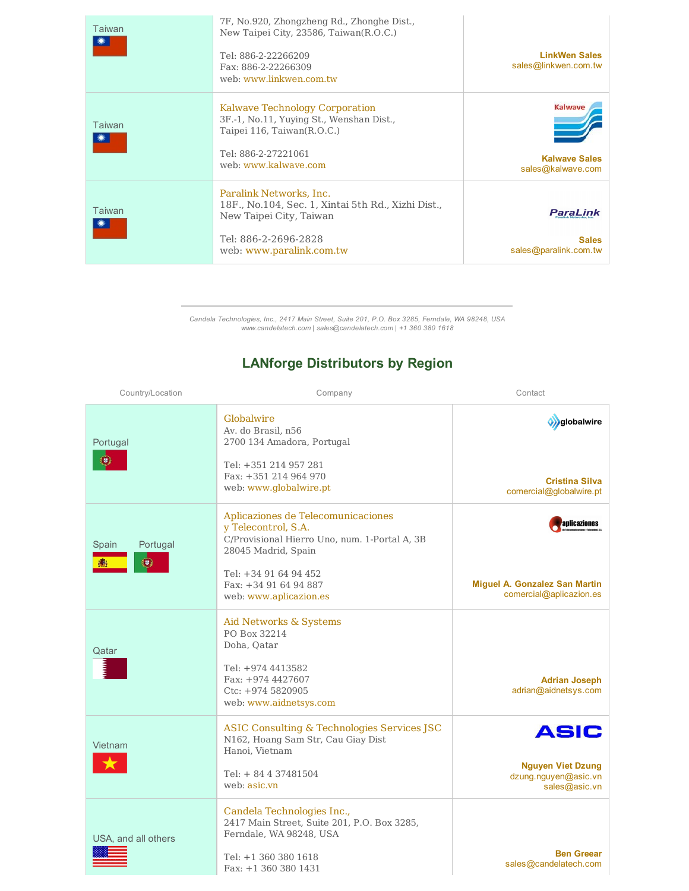| Country/Location | Company | Contact |
| --- | --- | --- |
| Taiwan | 7F, No.920, Zhongzheng Rd., Zhonghe Dist., New Taipei City, 23586, Taiwan(R.O.C.)<br><br>Tel: 886-2-22266209<br>Fax: 886-2-22266309<br>web: www.linkwen.com.tw | **LinkWen Sales**<br>sales@linkwen.com.tw |
| Taiwan | Kalwave Technology Corporation<br>3F.-1, No.11, Yuying St., Wenshan Dist., Taipei 116, Taiwan(R.O.C.)<br><br>Tel: 886-2-27221061<br>web: www.kalwave.com | **Kalwave Sales**<br>sales@kalwave.com |
| Taiwan | Paralink Networks, Inc.<br>18F., No.104, Sec. 1, Xintai 5th Rd., Xizhi Dist., New Taipei City, Taiwan<br><br>Tel: 886-2-2696-2828<br>web: www.paralink.com.tw | **Sales**<br>sales@paralink.com.tw |

*Candela Technologies, Inc., 2417 Main Street, Suite 201, P.O. Box 3285, Ferndale, WA 98248, USA*
*www.candelatech.com | sales@candelatech.com | +1 360 380 1618*

## LANforge Distributors by Region

| Country/Location | Company | Contact |
| --- | --- | --- |
| Portugal | Globalwire<br>Av. do Brasil, n56<br>2700 134 Amadora, Portugal<br><br>Tel: +351 214 957 281<br>Fax: +351 214 964 970<br>web: www.globalwire.pt | **Cristina Silva**<br>comercial@globalwire.pt |
| Spain Portugal | Aplicaziones de Telecomunicaciones y Telecontrol, S.A.<br>C/Provisional Hierro Uno, num. 1-Portal A, 3B<br>28045 Madrid, Spain<br><br>Tel: +34 91 64 94 452<br>Fax: +34 91 64 94 887<br>web: www.aplicazion.es | **Miguel A. Gonzalez San Martin**<br>comercial@aplicazion.es |
| Qatar | Aid Networks & Systems<br>PO Box 32214<br>Doha, Qatar<br><br>Tel: +974 4413582<br>Fax: +974 4427607<br>Ctc: +974 5820905<br>web: www.aidnetsys.com | **Adrian Joseph**<br>adrian@aidnetsys.com |
| Vietnam | ASIC Consulting & Technologies Services JSC<br>N162, Hoang Sam Str, Cau Giay Dist<br>Hanoi, Vietnam<br><br>Tel: + 84 4 37481504<br>web: asic.vn | **Nguyen Viet Dzung**<br>dzung.nguyen@asic.vn<br>sales@asic.vn |
| USA, and all others | Candela Technologies Inc.,<br>2417 Main Street, Suite 201, P.O. Box 3285, Ferndale, WA 98248, USA<br><br>Tel: +1 360 380 1618<br>Fax: +1 360 380 1431 | **Ben Greear**<br>sales@candelatech.com |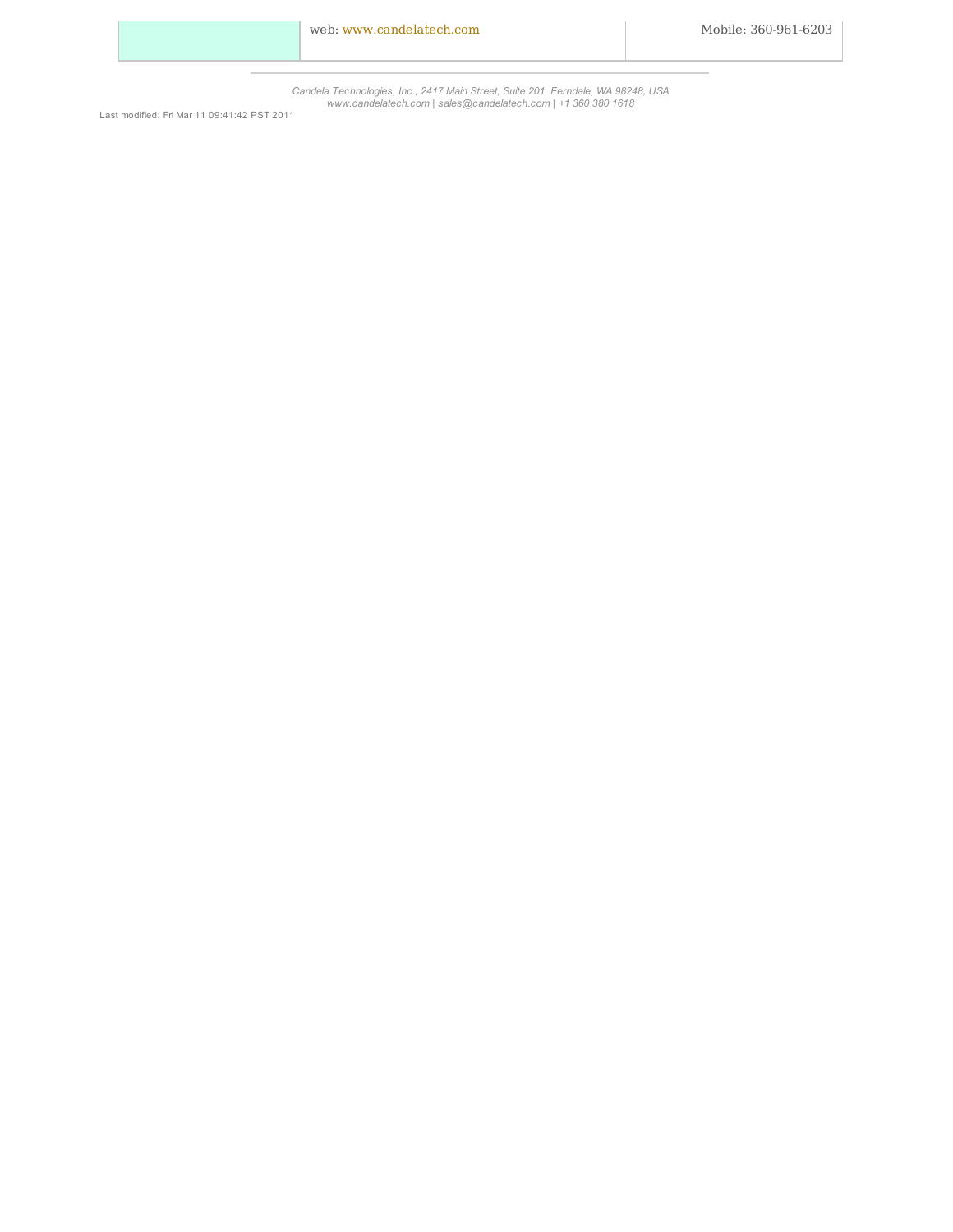| | | |
|---|---|---|
| | web: www.candelatech.com | Mobile: 360-961-6203 |

---

*Candela Technologies, Inc., 2417 Main Street, Suite 201, Ferndale, WA 98248, USA*
*www.candelatech.com | sales@candelatech.com | +1 360 380 1618*

Last modified: Fri Mar 11 09:41:42 PST 2011